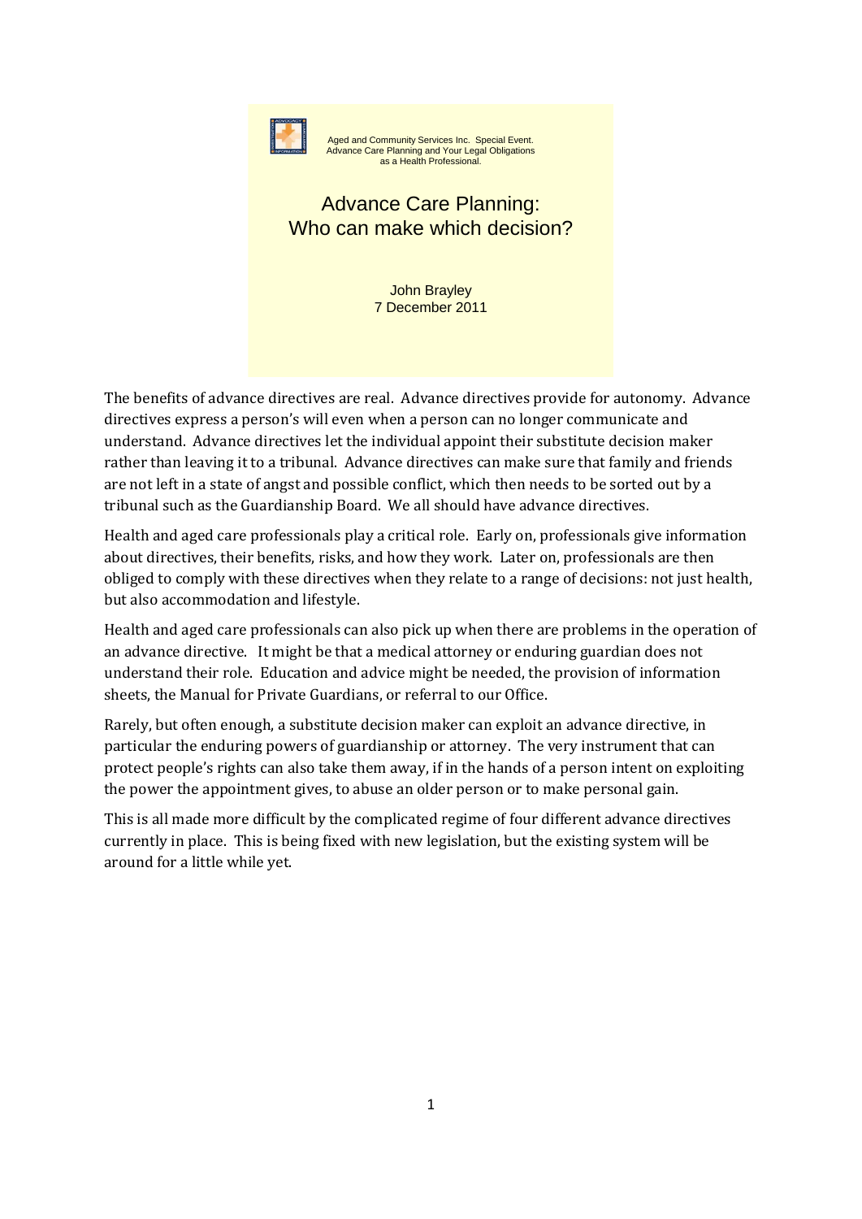Aged and Community Services Inc. Special Event.
Advance Care Planning and Your Legal Obligations
as a Health Professional.

# Advance Care Planning: Who can make which decision?

John Brayley
7 December 2011

The benefits of advance directives are real. Advance directives provide for autonomy. Advance directives express a person's will even when a person can no longer communicate and understand. Advance directives let the individual appoint their substitute decision maker rather than leaving it to a tribunal. Advance directives can make sure that family and friends are not left in a state of angst and possible conflict, which then needs to be sorted out by a tribunal such as the Guardianship Board. We all should have advance directives.

Health and aged care professionals play a critical role. Early on, professionals give information about directives, their benefits, risks, and how they work. Later on, professionals are then obliged to comply with these directives when they relate to a range of decisions: not just health, but also accommodation and lifestyle.

Health and aged care professionals can also pick up when there are problems in the operation of an advance directive. It might be that a medical attorney or enduring guardian does not understand their role. Education and advice might be needed, the provision of information sheets, the Manual for Private Guardians, or referral to our Office.

Rarely, but often enough, a substitute decision maker can exploit an advance directive, in particular the enduring powers of guardianship or attorney. The very instrument that can protect people's rights can also take them away, if in the hands of a person intent on exploiting the power the appointment gives, to abuse an older person or to make personal gain.

This is all made more difficult by the complicated regime of four different advance directives currently in place. This is being fixed with new legislation, but the existing system will be around for a little while yet.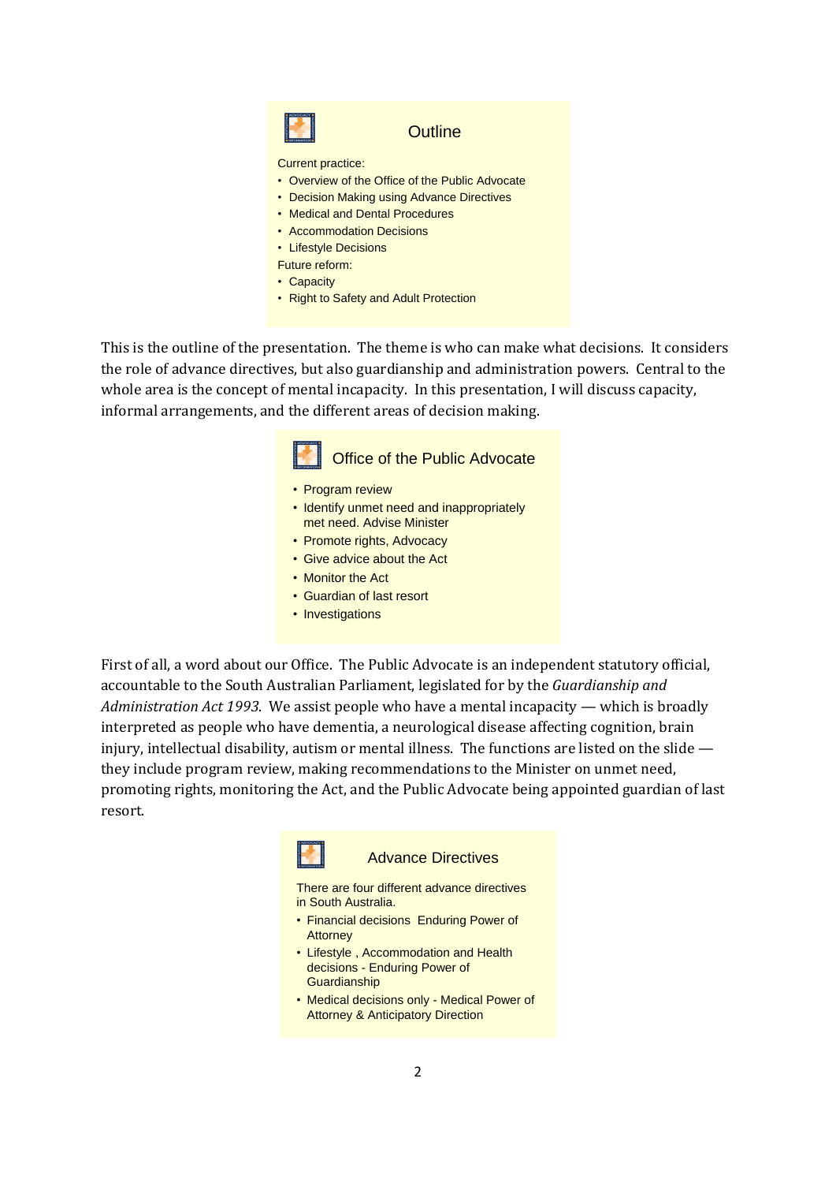### Outline

Current practice:

- Overview of the Office of the Public Advocate
- Decision Making using Advance Directives
- Medical and Dental Procedures
- Accommodation Decisions
- Lifestyle Decisions

Future reform:

- Capacity
- Right to Safety and Adult Protection

This is the outline of the presentation. The theme is who can make what decisions. It considers the role of advance directives, but also guardianship and administration powers. Central to the whole area is the concept of mental incapacity. In this presentation, I will discuss capacity, informal arrangements, and the different areas of decision making.

### Office of the Public Advocate

- Program review
- Identify unmet need and inappropriately met need. Advise Minister
- Promote rights, Advocacy
- Give advice about the Act
- Monitor the Act
- Guardian of last resort
- Investigations

First of all, a word about our Office. The Public Advocate is an independent statutory official, accountable to the South Australian Parliament, legislated for by the *Guardianship and Administration Act 1993*. We assist people who have a mental incapacity — which is broadly interpreted as people who have dementia, a neurological disease affecting cognition, brain injury, intellectual disability, autism or mental illness. The functions are listed on the slide — they include program review, making recommendations to the Minister on unmet need, promoting rights, monitoring the Act, and the Public Advocate being appointed guardian of last resort.

### Advance Directives

There are four different advance directives in South Australia.

- Financial decisions Enduring Power of Attorney
- Lifestyle , Accommodation and Health decisions - Enduring Power of Guardianship
- Medical decisions only - Medical Power of Attorney & Anticipatory Direction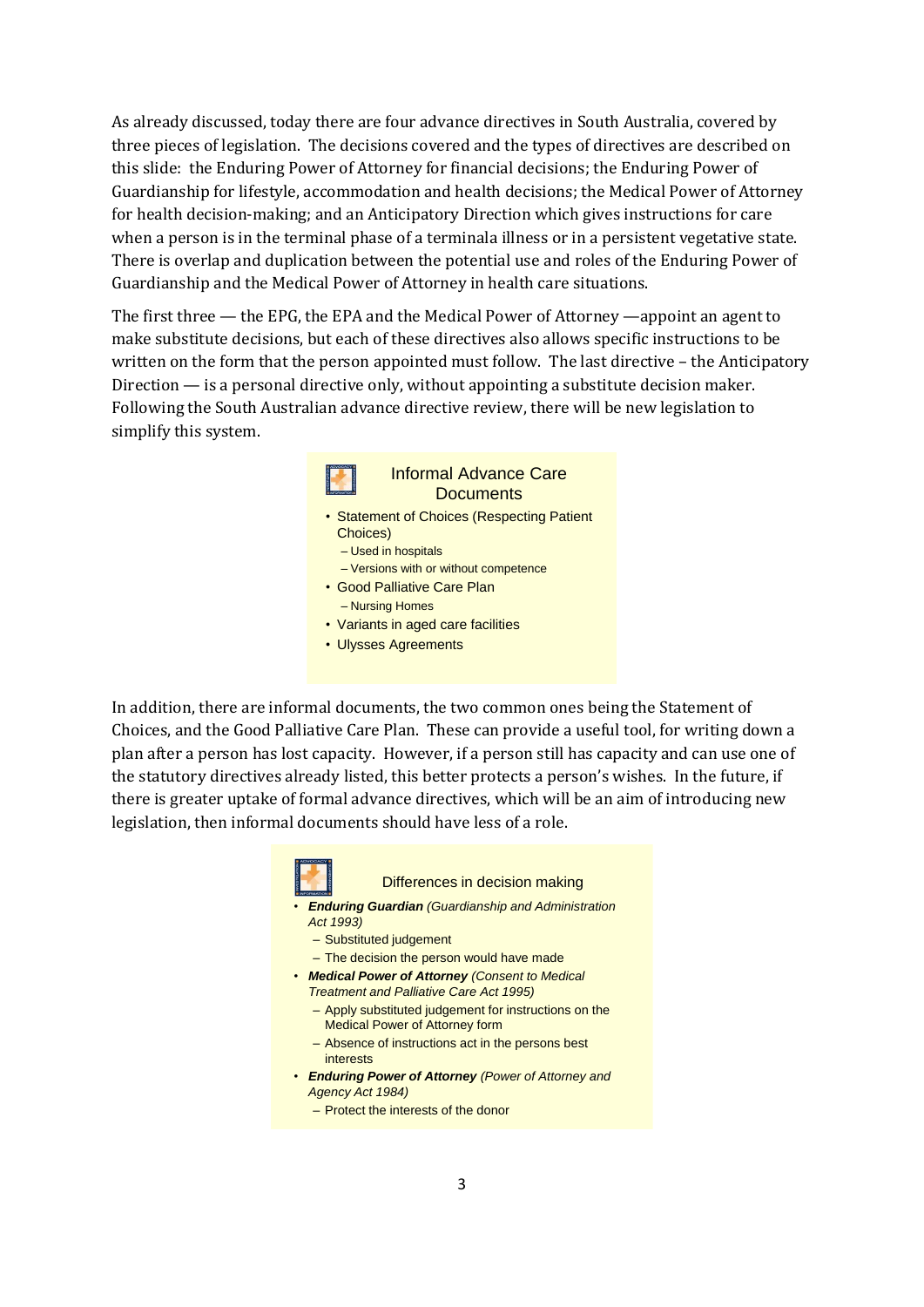As already discussed, today there are four advance directives in South Australia, covered by three pieces of legislation. The decisions covered and the types of directives are described on this slide: the Enduring Power of Attorney for financial decisions; the Enduring Power of Guardianship for lifestyle, accommodation and health decisions; the Medical Power of Attorney for health decision-making; and an Anticipatory Direction which gives instructions for care when a person is in the terminal phase of a terminala illness or in a persistent vegetative state. There is overlap and duplication between the potential use and roles of the Enduring Power of Guardianship and the Medical Power of Attorney in health care situations.

The first three — the EPG, the EPA and the Medical Power of Attorney —appoint an agent to make substitute decisions, but each of these directives also allows specific instructions to be written on the form that the person appointed must follow. The last directive – the Anticipatory Direction — is a personal directive only, without appointing a substitute decision maker. Following the South Australian advance directive review, there will be new legislation to simplify this system.

**Informal Advance Care Documents**

- Statement of Choices (Respecting Patient Choices)
  - Used in hospitals
  - Versions with or without competence
- Good Palliative Care Plan
  - Nursing Homes
- Variants in aged care facilities
- Ulysses Agreements

In addition, there are informal documents, the two common ones being the Statement of Choices, and the Good Palliative Care Plan. These can provide a useful tool, for writing down a plan after a person has lost capacity. However, if a person still has capacity and can use one of the statutory directives already listed, this better protects a person's wishes. In the future, if there is greater uptake of formal advance directives, which will be an aim of introducing new legislation, then informal documents should have less of a role.

**Differences in decision making**

- ***Enduring Guardian*** *(Guardianship and Administration Act 1993)*
  - Substituted judgement
  - The decision the person would have made
- ***Medical Power of Attorney*** *(Consent to Medical Treatment and Palliative Care Act 1995)*
  - Apply substituted judgement for instructions on the Medical Power of Attorney form
  - Absence of instructions act in the persons best interests
- ***Enduring Power of Attorney*** *(Power of Attorney and Agency Act 1984)*
  - Protect the interests of the donor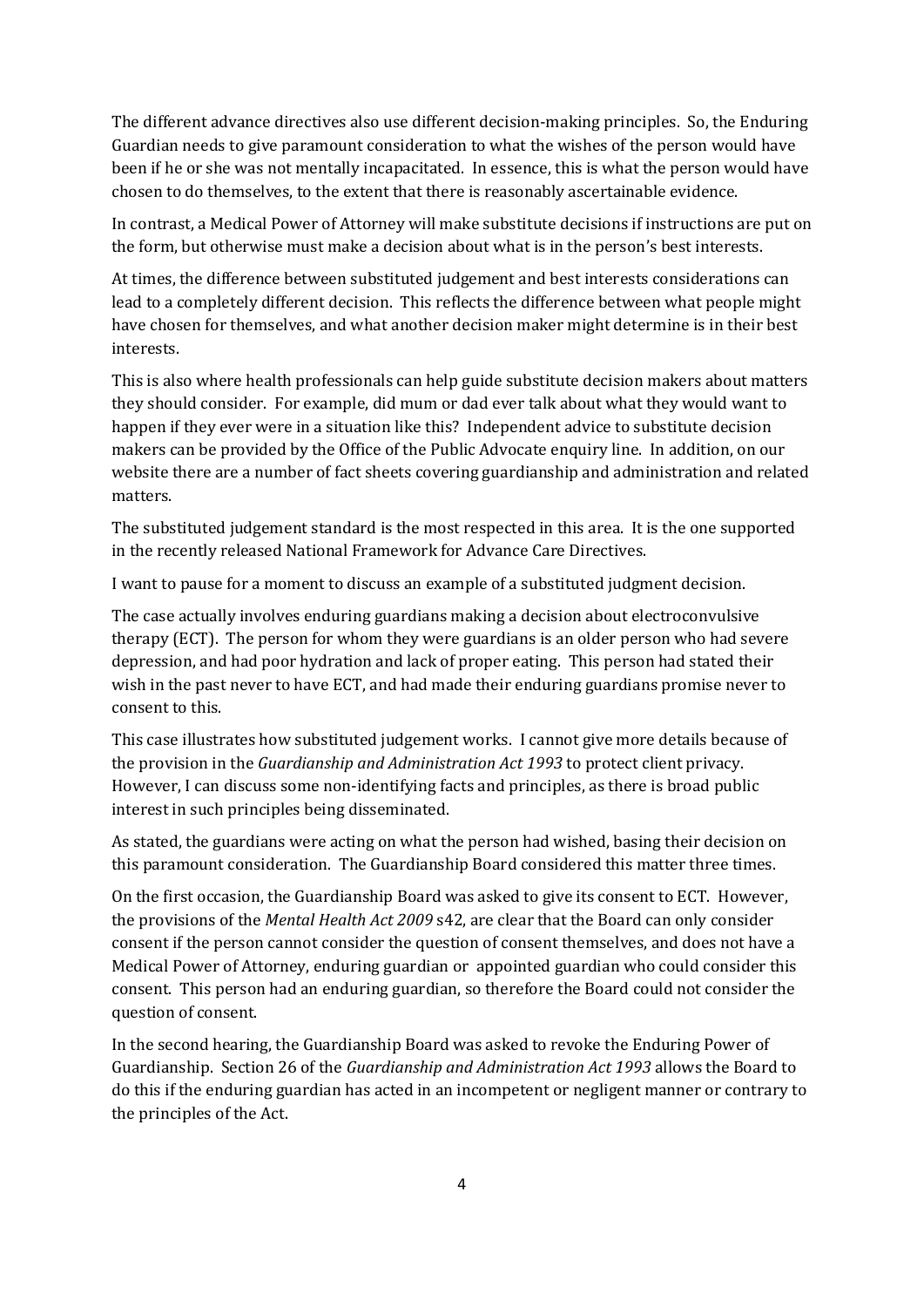The different advance directives also use different decision-making principles. So, the Enduring Guardian needs to give paramount consideration to what the wishes of the person would have been if he or she was not mentally incapacitated. In essence, this is what the person would have chosen to do themselves, to the extent that there is reasonably ascertainable evidence.

In contrast, a Medical Power of Attorney will make substitute decisions if instructions are put on the form, but otherwise must make a decision about what is in the person's best interests.

At times, the difference between substituted judgement and best interests considerations can lead to a completely different decision. This reflects the difference between what people might have chosen for themselves, and what another decision maker might determine is in their best interests.

This is also where health professionals can help guide substitute decision makers about matters they should consider. For example, did mum or dad ever talk about what they would want to happen if they ever were in a situation like this? Independent advice to substitute decision makers can be provided by the Office of the Public Advocate enquiry line. In addition, on our website there are a number of fact sheets covering guardianship and administration and related matters.

The substituted judgement standard is the most respected in this area. It is the one supported in the recently released National Framework for Advance Care Directives.

I want to pause for a moment to discuss an example of a substituted judgment decision.

The case actually involves enduring guardians making a decision about electroconvulsive therapy (ECT). The person for whom they were guardians is an older person who had severe depression, and had poor hydration and lack of proper eating. This person had stated their wish in the past never to have ECT, and had made their enduring guardians promise never to consent to this.

This case illustrates how substituted judgement works. I cannot give more details because of the provision in the *Guardianship and Administration Act 1993* to protect client privacy. However, I can discuss some non-identifying facts and principles, as there is broad public interest in such principles being disseminated.

As stated, the guardians were acting on what the person had wished, basing their decision on this paramount consideration. The Guardianship Board considered this matter three times.

On the first occasion, the Guardianship Board was asked to give its consent to ECT. However, the provisions of the *Mental Health Act 2009* s42, are clear that the Board can only consider consent if the person cannot consider the question of consent themselves, and does not have a Medical Power of Attorney, enduring guardian or appointed guardian who could consider this consent. This person had an enduring guardian, so therefore the Board could not consider the question of consent.

In the second hearing, the Guardianship Board was asked to revoke the Enduring Power of Guardianship. Section 26 of the *Guardianship and Administration Act 1993* allows the Board to do this if the enduring guardian has acted in an incompetent or negligent manner or contrary to the principles of the Act.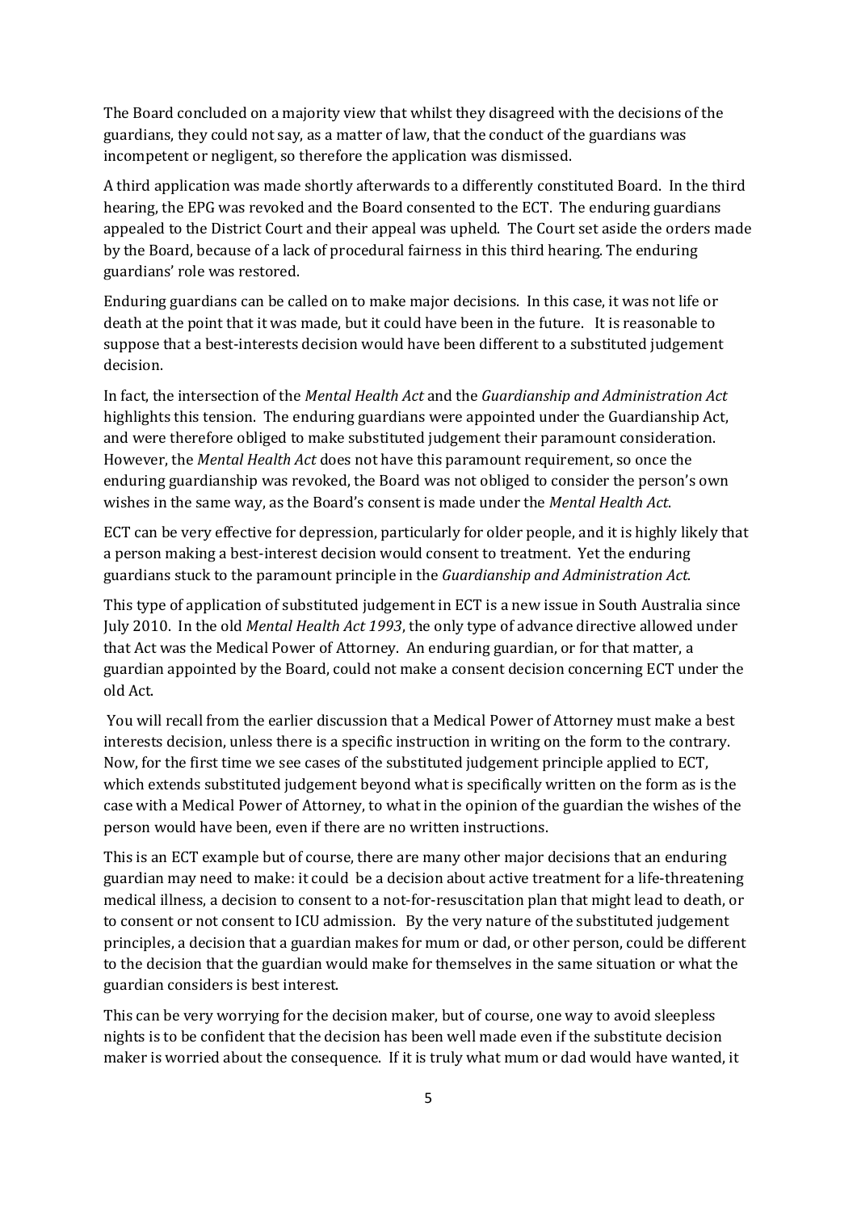The Board concluded on a majority view that whilst they disagreed with the decisions of the guardians, they could not say, as a matter of law, that the conduct of the guardians was incompetent or negligent, so therefore the application was dismissed.

A third application was made shortly afterwards to a differently constituted Board. In the third hearing, the EPG was revoked and the Board consented to the ECT. The enduring guardians appealed to the District Court and their appeal was upheld. The Court set aside the orders made by the Board, because of a lack of procedural fairness in this third hearing. The enduring guardians' role was restored.

Enduring guardians can be called on to make major decisions. In this case, it was not life or death at the point that it was made, but it could have been in the future. It is reasonable to suppose that a best-interests decision would have been different to a substituted judgement decision.

In fact, the intersection of the *Mental Health Act* and the *Guardianship and Administration Act* highlights this tension. The enduring guardians were appointed under the Guardianship Act, and were therefore obliged to make substituted judgement their paramount consideration. However, the *Mental Health Act* does not have this paramount requirement, so once the enduring guardianship was revoked, the Board was not obliged to consider the person's own wishes in the same way, as the Board's consent is made under the *Mental Health Act*.

ECT can be very effective for depression, particularly for older people, and it is highly likely that a person making a best-interest decision would consent to treatment. Yet the enduring guardians stuck to the paramount principle in the *Guardianship and Administration Act.*

This type of application of substituted judgement in ECT is a new issue in South Australia since July 2010. In the old *Mental Health Act 1993*, the only type of advance directive allowed under that Act was the Medical Power of Attorney. An enduring guardian, or for that matter, a guardian appointed by the Board, could not make a consent decision concerning ECT under the old Act.

You will recall from the earlier discussion that a Medical Power of Attorney must make a best interests decision, unless there is a specific instruction in writing on the form to the contrary. Now, for the first time we see cases of the substituted judgement principle applied to ECT, which extends substituted judgement beyond what is specifically written on the form as is the case with a Medical Power of Attorney, to what in the opinion of the guardian the wishes of the person would have been, even if there are no written instructions.

This is an ECT example but of course, there are many other major decisions that an enduring guardian may need to make: it could be a decision about active treatment for a life-threatening medical illness, a decision to consent to a not-for-resuscitation plan that might lead to death, or to consent or not consent to ICU admission. By the very nature of the substituted judgement principles, a decision that a guardian makes for mum or dad, or other person, could be different to the decision that the guardian would make for themselves in the same situation or what the guardian considers is best interest.

This can be very worrying for the decision maker, but of course, one way to avoid sleepless nights is to be confident that the decision has been well made even if the substitute decision maker is worried about the consequence. If it is truly what mum or dad would have wanted, it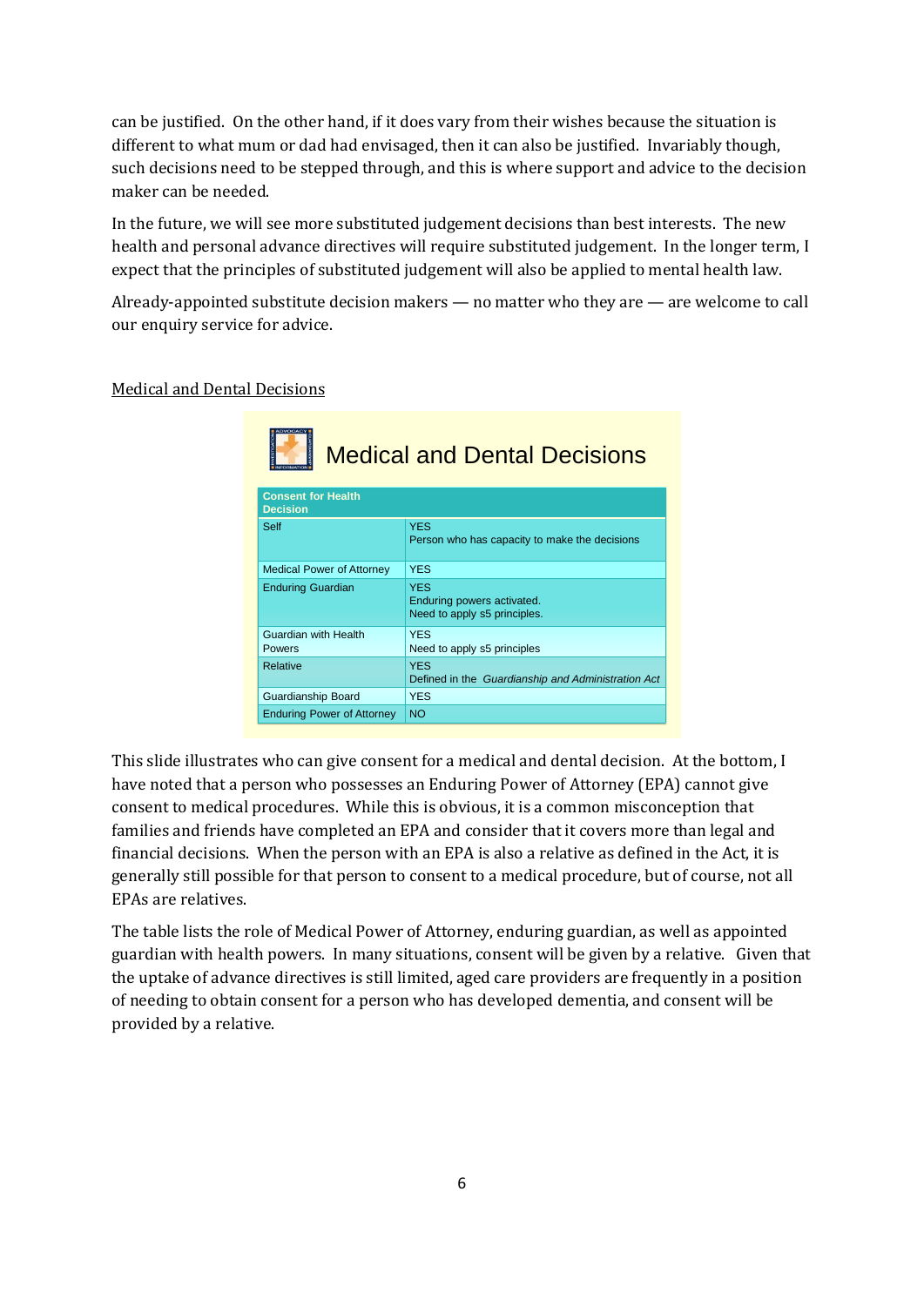can be justified. On the other hand, if it does vary from their wishes because the situation is different to what mum or dad had envisaged, then it can also be justified. Invariably though, such decisions need to be stepped through, and this is where support and advice to the decision maker can be needed.

In the future, we will see more substituted judgement decisions than best interests. The new health and personal advance directives will require substituted judgement. In the longer term, I expect that the principles of substituted judgement will also be applied to mental health law.

Already-appointed substitute decision makers — no matter who they are — are welcome to call our enquiry service for advice.

Medical and Dental Decisions

## Medical and Dental Decisions

| Consent for Health Decision | |
|---|---|
| Self | YES<br>Person who has capacity to make the decisions |
| Medical Power of Attorney | YES |
| Enduring Guardian | YES<br>Enduring powers activated.<br>Need to apply s5 principles. |
| Guardian with Health Powers | YES<br>Need to apply s5 principles |
| Relative | YES<br>Defined in the *Guardianship and Administration Act* |
| Guardianship Board | YES |
| Enduring Power of Attorney | NO |

This slide illustrates who can give consent for a medical and dental decision. At the bottom, I have noted that a person who possesses an Enduring Power of Attorney (EPA) cannot give consent to medical procedures. While this is obvious, it is a common misconception that families and friends have completed an EPA and consider that it covers more than legal and financial decisions. When the person with an EPA is also a relative as defined in the Act, it is generally still possible for that person to consent to a medical procedure, but of course, not all EPAs are relatives.

The table lists the role of Medical Power of Attorney, enduring guardian, as well as appointed guardian with health powers. In many situations, consent will be given by a relative. Given that the uptake of advance directives is still limited, aged care providers are frequently in a position of needing to obtain consent for a person who has developed dementia, and consent will be provided by a relative.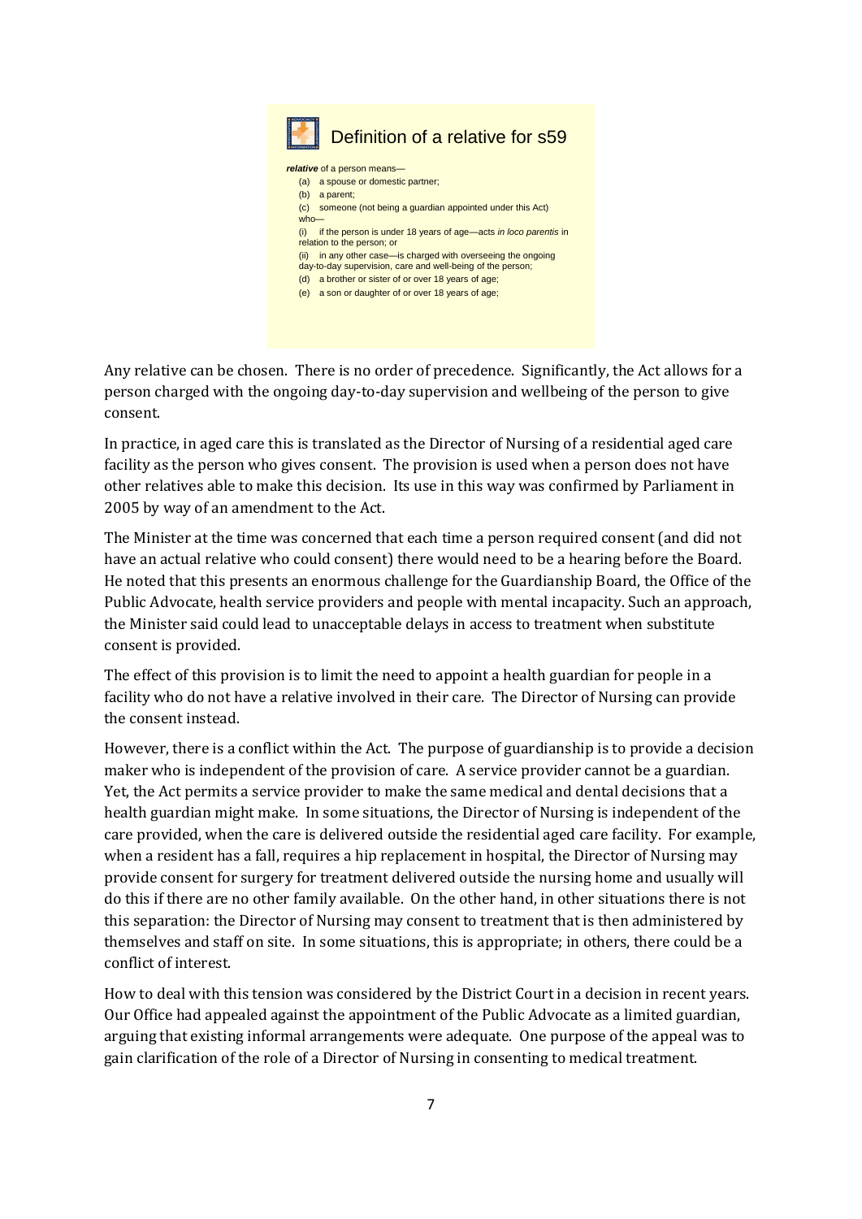## Definition of a relative for s59

***relative*** of a person means—

(a) a spouse or domestic partner;

(b) a parent;

(c) someone (not being a guardian appointed under this Act) who—

(i) if the person is under 18 years of age—acts *in loco parentis* in relation to the person; or

(ii) in any other case—is charged with overseeing the ongoing day-to-day supervision, care and well-being of the person;

(d) a brother or sister of or over 18 years of age;

(e) a son or daughter of or over 18 years of age;

Any relative can be chosen. There is no order of precedence. Significantly, the Act allows for a person charged with the ongoing day-to-day supervision and wellbeing of the person to give consent.

In practice, in aged care this is translated as the Director of Nursing of a residential aged care facility as the person who gives consent. The provision is used when a person does not have other relatives able to make this decision. Its use in this way was confirmed by Parliament in 2005 by way of an amendment to the Act.

The Minister at the time was concerned that each time a person required consent (and did not have an actual relative who could consent) there would need to be a hearing before the Board. He noted that this presents an enormous challenge for the Guardianship Board, the Office of the Public Advocate, health service providers and people with mental incapacity. Such an approach, the Minister said could lead to unacceptable delays in access to treatment when substitute consent is provided.

The effect of this provision is to limit the need to appoint a health guardian for people in a facility who do not have a relative involved in their care. The Director of Nursing can provide the consent instead.

However, there is a conflict within the Act. The purpose of guardianship is to provide a decision maker who is independent of the provision of care. A service provider cannot be a guardian. Yet, the Act permits a service provider to make the same medical and dental decisions that a health guardian might make. In some situations, the Director of Nursing is independent of the care provided, when the care is delivered outside the residential aged care facility. For example, when a resident has a fall, requires a hip replacement in hospital, the Director of Nursing may provide consent for surgery for treatment delivered outside the nursing home and usually will do this if there are no other family available. On the other hand, in other situations there is not this separation: the Director of Nursing may consent to treatment that is then administered by themselves and staff on site. In some situations, this is appropriate; in others, there could be a conflict of interest.

How to deal with this tension was considered by the District Court in a decision in recent years. Our Office had appealed against the appointment of the Public Advocate as a limited guardian, arguing that existing informal arrangements were adequate. One purpose of the appeal was to gain clarification of the role of a Director of Nursing in consenting to medical treatment.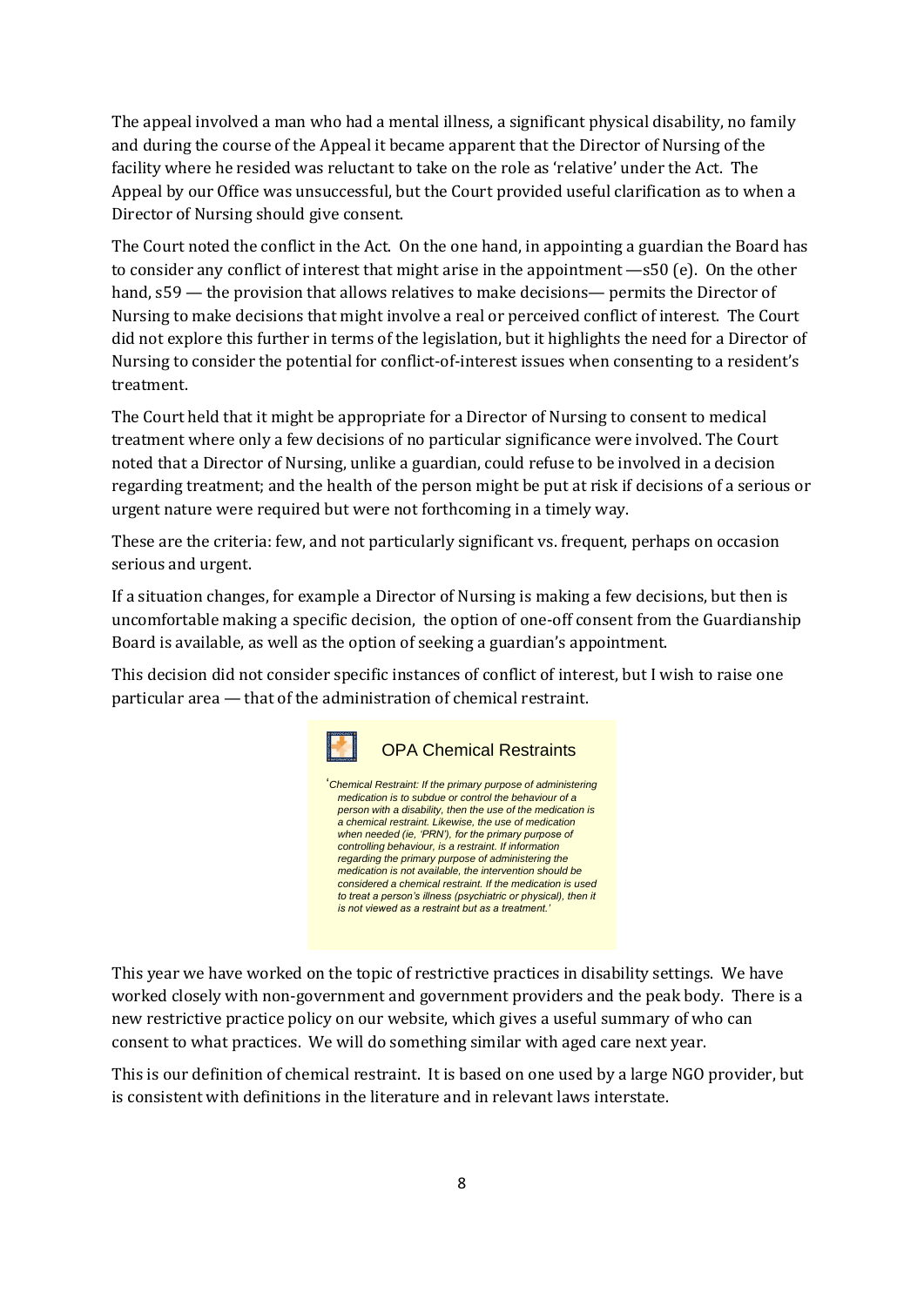The appeal involved a man who had a mental illness, a significant physical disability, no family and during the course of the Appeal it became apparent that the Director of Nursing of the facility where he resided was reluctant to take on the role as 'relative' under the Act. The Appeal by our Office was unsuccessful, but the Court provided useful clarification as to when a Director of Nursing should give consent.

The Court noted the conflict in the Act. On the one hand, in appointing a guardian the Board has to consider any conflict of interest that might arise in the appointment —s50 (e). On the other hand, s59 — the provision that allows relatives to make decisions— permits the Director of Nursing to make decisions that might involve a real or perceived conflict of interest. The Court did not explore this further in terms of the legislation, but it highlights the need for a Director of Nursing to consider the potential for conflict-of-interest issues when consenting to a resident's treatment.

The Court held that it might be appropriate for a Director of Nursing to consent to medical treatment where only a few decisions of no particular significance were involved. The Court noted that a Director of Nursing, unlike a guardian, could refuse to be involved in a decision regarding treatment; and the health of the person might be put at risk if decisions of a serious or urgent nature were required but were not forthcoming in a timely way.

These are the criteria: few, and not particularly significant vs. frequent, perhaps on occasion serious and urgent.

If a situation changes, for example a Director of Nursing is making a few decisions, but then is uncomfortable making a specific decision, the option of one-off consent from the Guardianship Board is available, as well as the option of seeking a guardian's appointment.

This decision did not consider specific instances of conflict of interest, but I wish to raise one particular area — that of the administration of chemical restraint.

**OPA Chemical Restraints**

*'Chemical Restraint: If the primary purpose of administering medication is to subdue or control the behaviour of a person with a disability, then the use of the medication is a chemical restraint. Likewise, the use of medication when needed (ie, 'PRN'), for the primary purpose of controlling behaviour, is a restraint. If information regarding the primary purpose of administering the medication is not available, the intervention should be considered a chemical restraint. If the medication is used to treat a person's illness (psychiatric or physical), then it is not viewed as a restraint but as a treatment.'*

This year we have worked on the topic of restrictive practices in disability settings. We have worked closely with non-government and government providers and the peak body. There is a new restrictive practice policy on our website, which gives a useful summary of who can consent to what practices. We will do something similar with aged care next year.

This is our definition of chemical restraint. It is based on one used by a large NGO provider, but is consistent with definitions in the literature and in relevant laws interstate.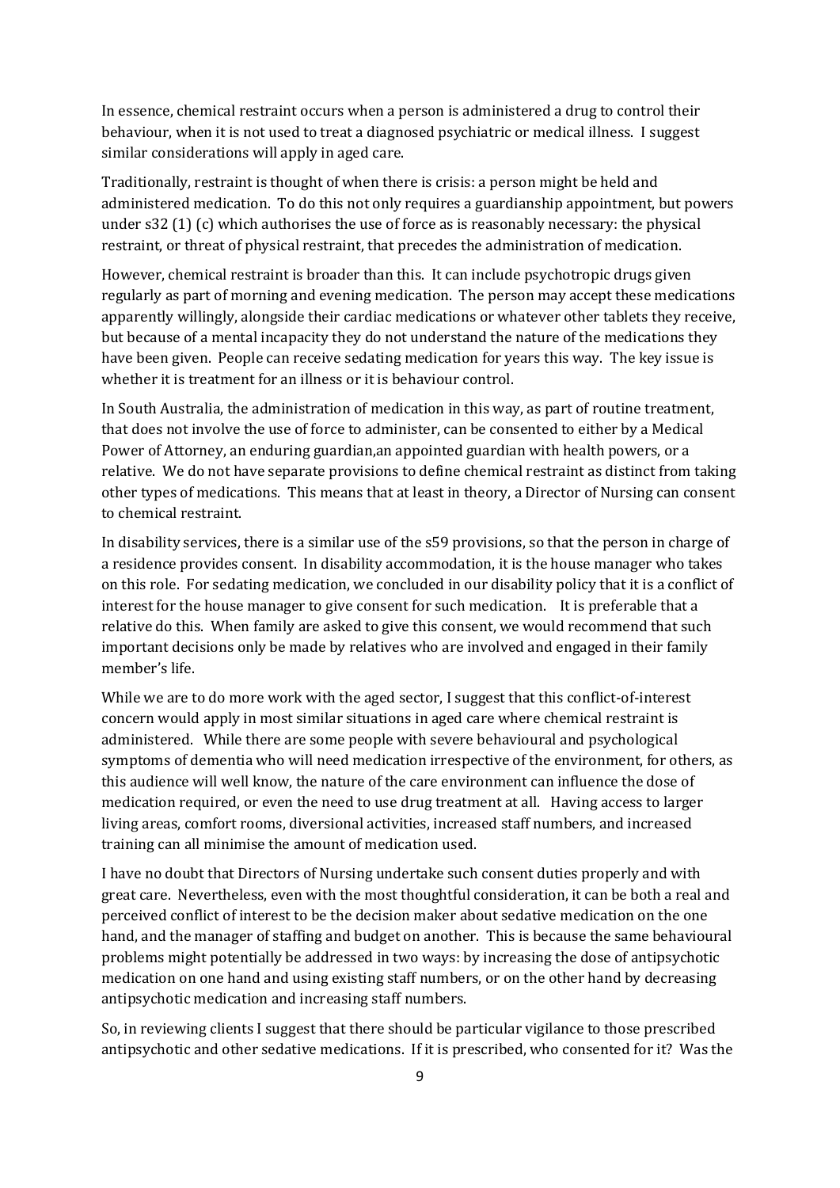In essence, chemical restraint occurs when a person is administered a drug to control their behaviour, when it is not used to treat a diagnosed psychiatric or medical illness. I suggest similar considerations will apply in aged care.

Traditionally, restraint is thought of when there is crisis: a person might be held and administered medication. To do this not only requires a guardianship appointment, but powers under s32 (1) (c) which authorises the use of force as is reasonably necessary: the physical restraint, or threat of physical restraint, that precedes the administration of medication.

However, chemical restraint is broader than this. It can include psychotropic drugs given regularly as part of morning and evening medication. The person may accept these medications apparently willingly, alongside their cardiac medications or whatever other tablets they receive, but because of a mental incapacity they do not understand the nature of the medications they have been given. People can receive sedating medication for years this way. The key issue is whether it is treatment for an illness or it is behaviour control.

In South Australia, the administration of medication in this way, as part of routine treatment, that does not involve the use of force to administer, can be consented to either by a Medical Power of Attorney, an enduring guardian,an appointed guardian with health powers, or a relative. We do not have separate provisions to define chemical restraint as distinct from taking other types of medications. This means that at least in theory, a Director of Nursing can consent to chemical restraint.

In disability services, there is a similar use of the s59 provisions, so that the person in charge of a residence provides consent. In disability accommodation, it is the house manager who takes on this role. For sedating medication, we concluded in our disability policy that it is a conflict of interest for the house manager to give consent for such medication. It is preferable that a relative do this. When family are asked to give this consent, we would recommend that such important decisions only be made by relatives who are involved and engaged in their family member's life.

While we are to do more work with the aged sector, I suggest that this conflict-of-interest concern would apply in most similar situations in aged care where chemical restraint is administered. While there are some people with severe behavioural and psychological symptoms of dementia who will need medication irrespective of the environment, for others, as this audience will well know, the nature of the care environment can influence the dose of medication required, or even the need to use drug treatment at all. Having access to larger living areas, comfort rooms, diversional activities, increased staff numbers, and increased training can all minimise the amount of medication used.

I have no doubt that Directors of Nursing undertake such consent duties properly and with great care. Nevertheless, even with the most thoughtful consideration, it can be both a real and perceived conflict of interest to be the decision maker about sedative medication on the one hand, and the manager of staffing and budget on another. This is because the same behavioural problems might potentially be addressed in two ways: by increasing the dose of antipsychotic medication on one hand and using existing staff numbers, or on the other hand by decreasing antipsychotic medication and increasing staff numbers.

So, in reviewing clients I suggest that there should be particular vigilance to those prescribed antipsychotic and other sedative medications. If it is prescribed, who consented for it? Was the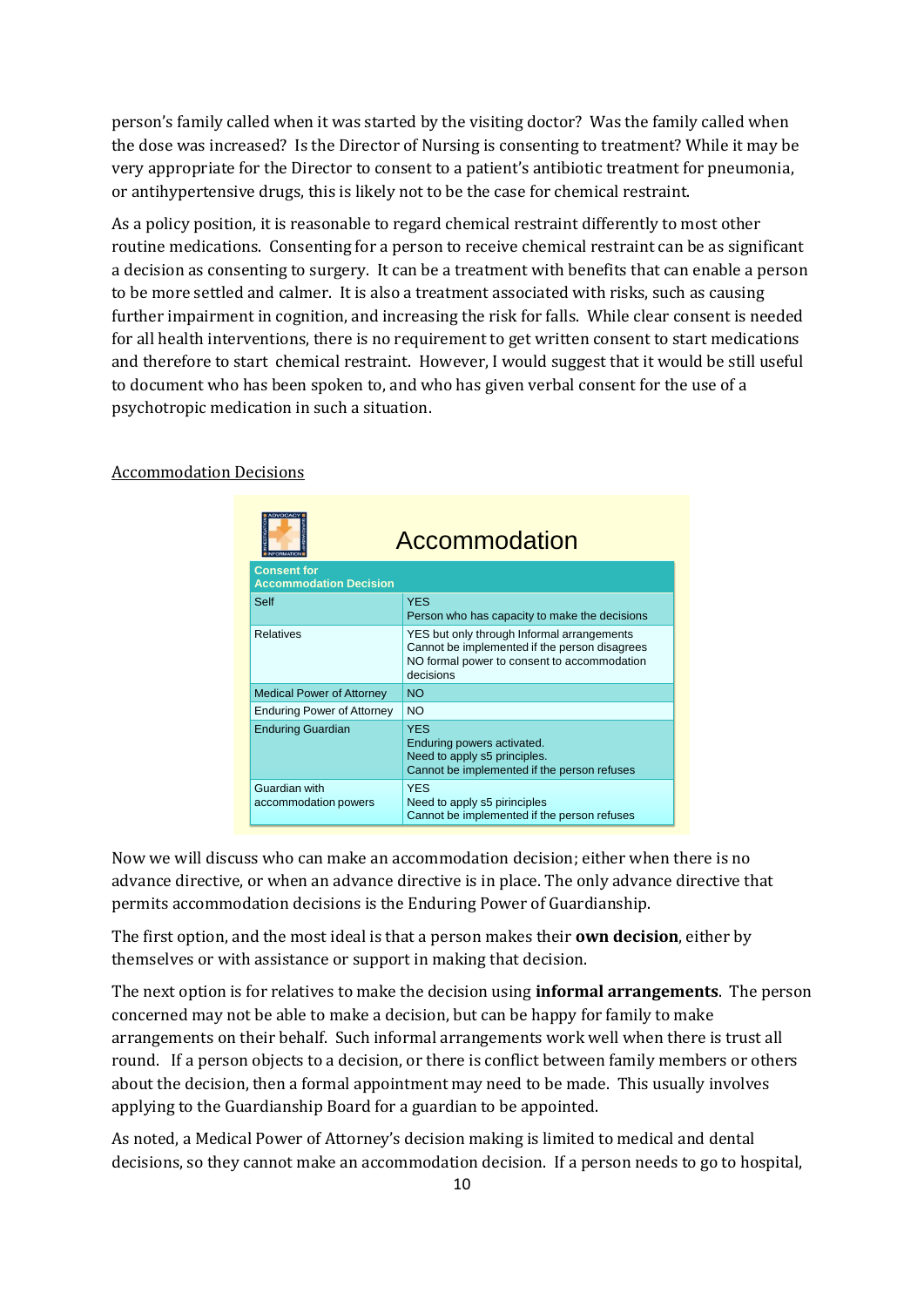person's family called when it was started by the visiting doctor? Was the family called when the dose was increased? Is the Director of Nursing is consenting to treatment? While it may be very appropriate for the Director to consent to a patient's antibiotic treatment for pneumonia, or antihypertensive drugs, this is likely not to be the case for chemical restraint.

As a policy position, it is reasonable to regard chemical restraint differently to most other routine medications. Consenting for a person to receive chemical restraint can be as significant a decision as consenting to surgery. It can be a treatment with benefits that can enable a person to be more settled and calmer. It is also a treatment associated with risks, such as causing further impairment in cognition, and increasing the risk for falls. While clear consent is needed for all health interventions, there is no requirement to get written consent to start medications and therefore to start chemical restraint. However, I would suggest that it would be still useful to document who has been spoken to, and who has given verbal consent for the use of a psychotropic medication in such a situation.

Accommodation Decisions

**Accommodation**

| Consent for Accommodation Decision | |
|---|---|
| Self | YES<br>Person who has capacity to make the decisions |
| Relatives | YES but only through Informal arrangements<br>Cannot be implemented if the person disagrees<br>NO formal power to consent to accommodation decisions |
| Medical Power of Attorney | NO |
| Enduring Power of Attorney | NO |
| Enduring Guardian | YES<br>Enduring powers activated.<br>Need to apply s5 principles.<br>Cannot be implemented if the person refuses |
| Guardian with accommodation powers | YES<br>Need to apply s5 pirinciples<br>Cannot be implemented if the person refuses |

Now we will discuss who can make an accommodation decision; either when there is no advance directive, or when an advance directive is in place. The only advance directive that permits accommodation decisions is the Enduring Power of Guardianship.

The first option, and the most ideal is that a person makes their **own decision**, either by themselves or with assistance or support in making that decision.

The next option is for relatives to make the decision using **informal arrangements**. The person concerned may not be able to make a decision, but can be happy for family to make arrangements on their behalf. Such informal arrangements work well when there is trust all round. If a person objects to a decision, or there is conflict between family members or others about the decision, then a formal appointment may need to be made. This usually involves applying to the Guardianship Board for a guardian to be appointed.

As noted, a Medical Power of Attorney's decision making is limited to medical and dental decisions, so they cannot make an accommodation decision. If a person needs to go to hospital,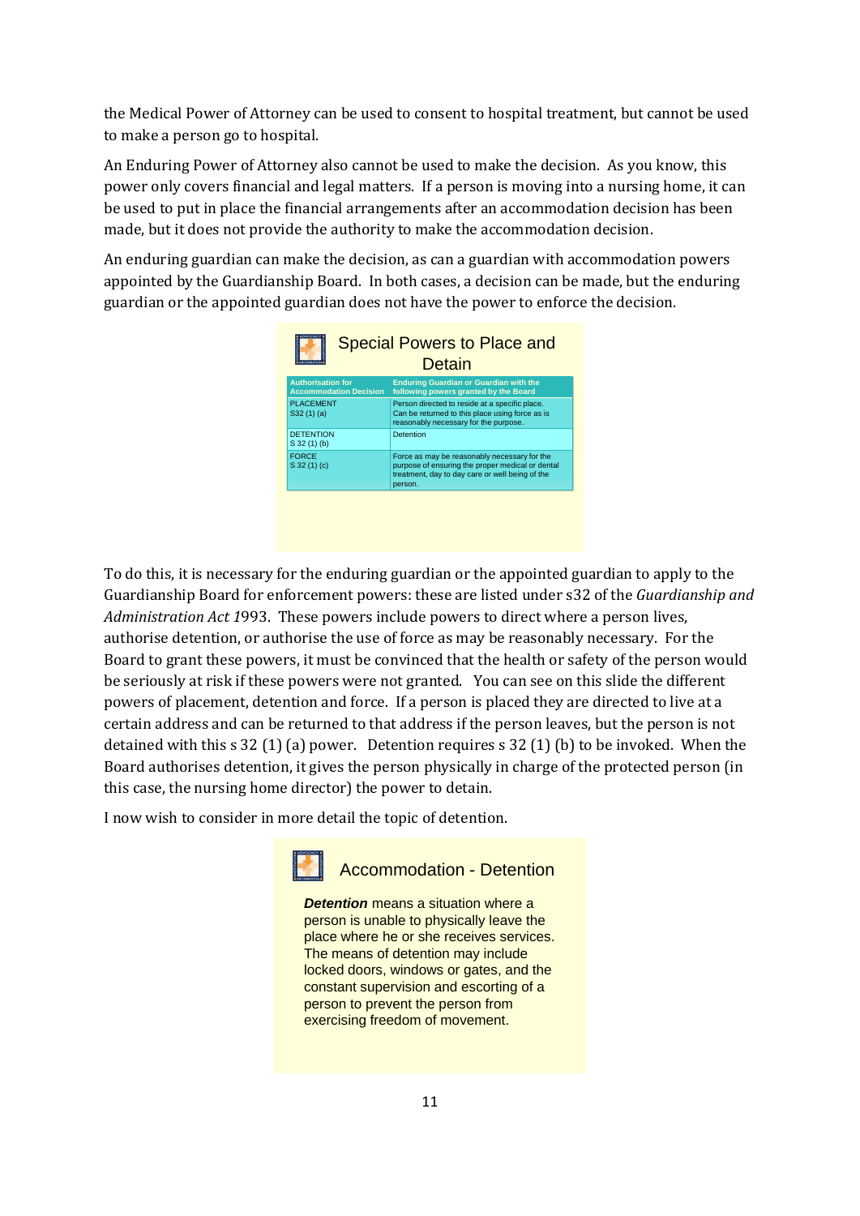the Medical Power of Attorney can be used to consent to hospital treatment, but cannot be used to make a person go to hospital.

An Enduring Power of Attorney also cannot be used to make the decision. As you know, this power only covers financial and legal matters. If a person is moving into a nursing home, it can be used to put in place the financial arrangements after an accommodation decision has been made, but it does not provide the authority to make the accommodation decision.

An enduring guardian can make the decision, as can a guardian with accommodation powers appointed by the Guardianship Board. In both cases, a decision can be made, but the enduring guardian or the appointed guardian does not have the power to enforce the decision.

### Special Powers to Place and Detain

| Authorisation for Accommodation Decision | Enduring Guardian or Guardian with the following powers granted by the Board |
|---|---|
| PLACEMENT S32 (1) (a) | Person directed to reside at a specific place. Can be returned to this place using force as is reasonably necessary for the purpose. |
| DETENTION S 32 (1) (b) | Detention |
| FORCE S 32 (1) (c) | Force as may be reasonably necessary for the purpose of ensuring the proper medical or dental treatment, day to day care or well being of the person. |

To do this, it is necessary for the enduring guardian or the appointed guardian to apply to the Guardianship Board for enforcement powers: these are listed under s32 of the *Guardianship and Administration Act 1993*. These powers include powers to direct where a person lives, authorise detention, or authorise the use of force as may be reasonably necessary. For the Board to grant these powers, it must be convinced that the health or safety of the person would be seriously at risk if these powers were not granted. You can see on this slide the different powers of placement, detention and force. If a person is placed they are directed to live at a certain address and can be returned to that address if the person leaves, but the person is not detained with this s 32 (1) (a) power. Detention requires s 32 (1) (b) to be invoked. When the Board authorises detention, it gives the person physically in charge of the protected person (in this case, the nursing home director) the power to detain.

I now wish to consider in more detail the topic of detention.

### Accommodation - Detention

***Detention*** means a situation where a person is unable to physically leave the place where he or she receives services. The means of detention may include locked doors, windows or gates, and the constant supervision and escorting of a person to prevent the person from exercising freedom of movement.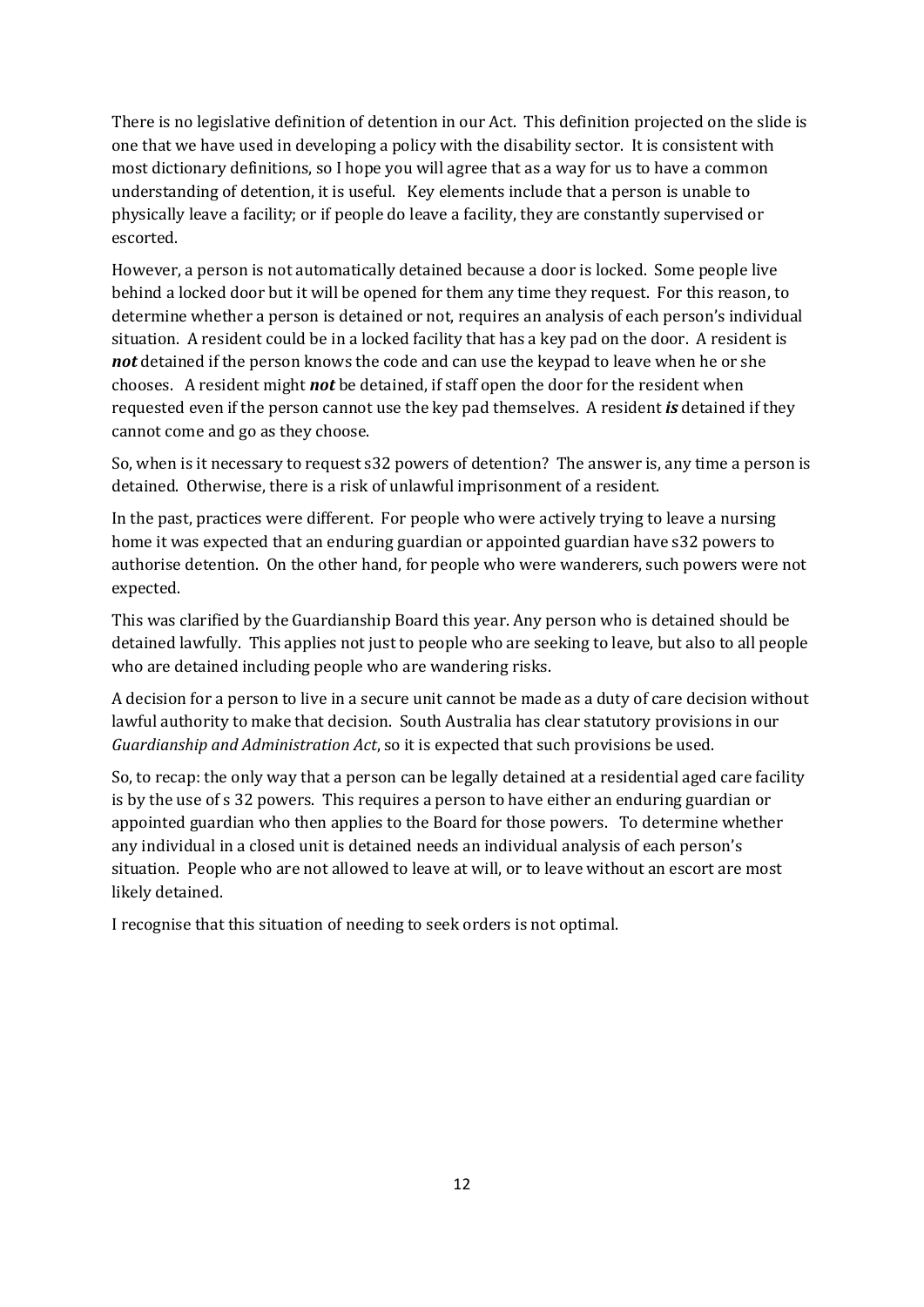There is no legislative definition of detention in our Act. This definition projected on the slide is one that we have used in developing a policy with the disability sector. It is consistent with most dictionary definitions, so I hope you will agree that as a way for us to have a common understanding of detention, it is useful. Key elements include that a person is unable to physically leave a facility; or if people do leave a facility, they are constantly supervised or escorted.

However, a person is not automatically detained because a door is locked. Some people live behind a locked door but it will be opened for them any time they request. For this reason, to determine whether a person is detained or not, requires an analysis of each person's individual situation. A resident could be in a locked facility that has a key pad on the door. A resident is ***not*** detained if the person knows the code and can use the keypad to leave when he or she chooses. A resident might ***not*** be detained, if staff open the door for the resident when requested even if the person cannot use the key pad themselves. A resident ***is*** detained if they cannot come and go as they choose.

So, when is it necessary to request s32 powers of detention? The answer is, any time a person is detained. Otherwise, there is a risk of unlawful imprisonment of a resident.

In the past, practices were different. For people who were actively trying to leave a nursing home it was expected that an enduring guardian or appointed guardian have s32 powers to authorise detention. On the other hand, for people who were wanderers, such powers were not expected.

This was clarified by the Guardianship Board this year. Any person who is detained should be detained lawfully. This applies not just to people who are seeking to leave, but also to all people who are detained including people who are wandering risks.

A decision for a person to live in a secure unit cannot be made as a duty of care decision without lawful authority to make that decision. South Australia has clear statutory provisions in our *Guardianship and Administration Act*, so it is expected that such provisions be used.

So, to recap: the only way that a person can be legally detained at a residential aged care facility is by the use of s 32 powers. This requires a person to have either an enduring guardian or appointed guardian who then applies to the Board for those powers. To determine whether any individual in a closed unit is detained needs an individual analysis of each person's situation. People who are not allowed to leave at will, or to leave without an escort are most likely detained.

I recognise that this situation of needing to seek orders is not optimal.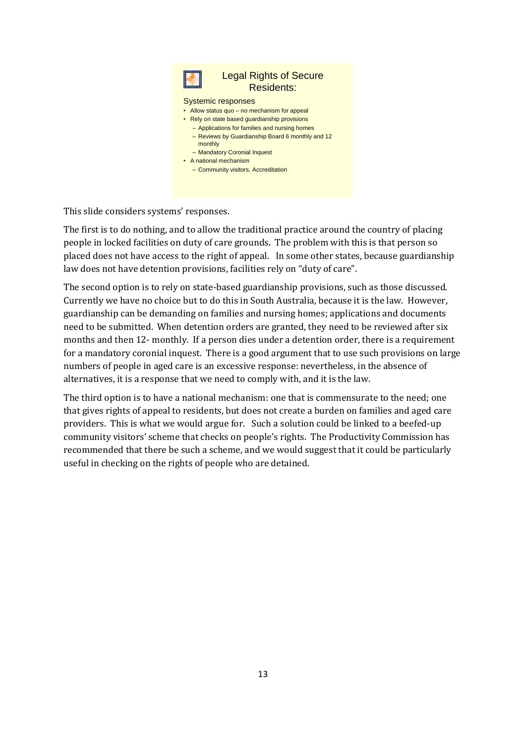**Legal Rights of Secure Residents:**

Systemic responses

- Allow status quo – no mechanism for appeal
- Rely on state based guardianship provisions
  - Applications for families and nursing homes
  - Reviews by Guardianship Board 6 monthly and 12 monthly
  - Mandatory Coronial Inquest
- A national mechanism
  - Community visitors, Accreditation

This slide considers systems' responses.

The first is to do nothing, and to allow the traditional practice around the country of placing people in locked facilities on duty of care grounds. The problem with this is that person so placed does not have access to the right of appeal. In some other states, because guardianship law does not have detention provisions, facilities rely on "duty of care".

The second option is to rely on state-based guardianship provisions, such as those discussed. Currently we have no choice but to do this in South Australia, because it is the law. However, guardianship can be demanding on families and nursing homes; applications and documents need to be submitted. When detention orders are granted, they need to be reviewed after six months and then 12- monthly. If a person dies under a detention order, there is a requirement for a mandatory coronial inquest. There is a good argument that to use such provisions on large numbers of people in aged care is an excessive response: nevertheless, in the absence of alternatives, it is a response that we need to comply with, and it is the law.

The third option is to have a national mechanism: one that is commensurate to the need; one that gives rights of appeal to residents, but does not create a burden on families and aged care providers. This is what we would argue for. Such a solution could be linked to a beefed-up community visitors' scheme that checks on people's rights. The Productivity Commission has recommended that there be such a scheme, and we would suggest that it could be particularly useful in checking on the rights of people who are detained.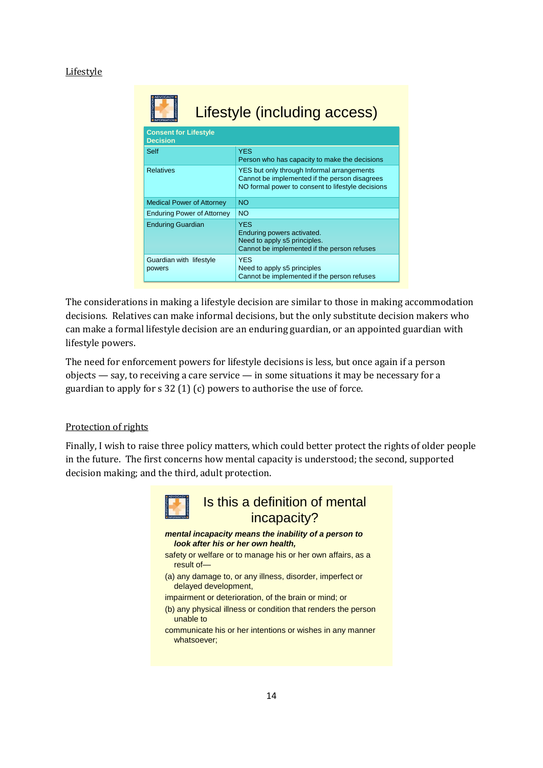Lifestyle

## Lifestyle (including access)

| Consent for Lifestyle Decision | |
|---|---|
| Self | YES<br>Person who has capacity to make the decisions |
| Relatives | YES but only through Informal arrangements<br>Cannot be implemented if the person disagrees<br>NO formal power to consent to lifestyle decisions |
| Medical Power of Attorney | NO |
| Enduring Power of Attorney | NO |
| Enduring Guardian | YES<br>Enduring powers activated.<br>Need to apply s5 principles.<br>Cannot be implemented if the person refuses |
| Guardian with lifestyle powers | YES<br>Need to apply s5 principles<br>Cannot be implemented if the person refuses |

The considerations in making a lifestyle decision are similar to those in making accommodation decisions. Relatives can make informal decisions, but the only substitute decision makers who can make a formal lifestyle decision are an enduring guardian, or an appointed guardian with lifestyle powers.

The need for enforcement powers for lifestyle decisions is less, but once again if a person objects — say, to receiving a care service — in some situations it may be necessary for a guardian to apply for s 32 (1) (c) powers to authorise the use of force.

Protection of rights

Finally, I wish to raise three policy matters, which could better protect the rights of older people in the future. The first concerns how mental capacity is understood; the second, supported decision making; and the third, adult protection.

## Is this a definition of mental incapacity?

***mental incapacity means the inability of a person to look after his or her own health,***

safety or welfare or to manage his or her own affairs, as a result of—

(a) any damage to, or any illness, disorder, imperfect or delayed development,

impairment or deterioration, of the brain or mind; or

(b) any physical illness or condition that renders the person unable to

communicate his or her intentions or wishes in any manner whatsoever;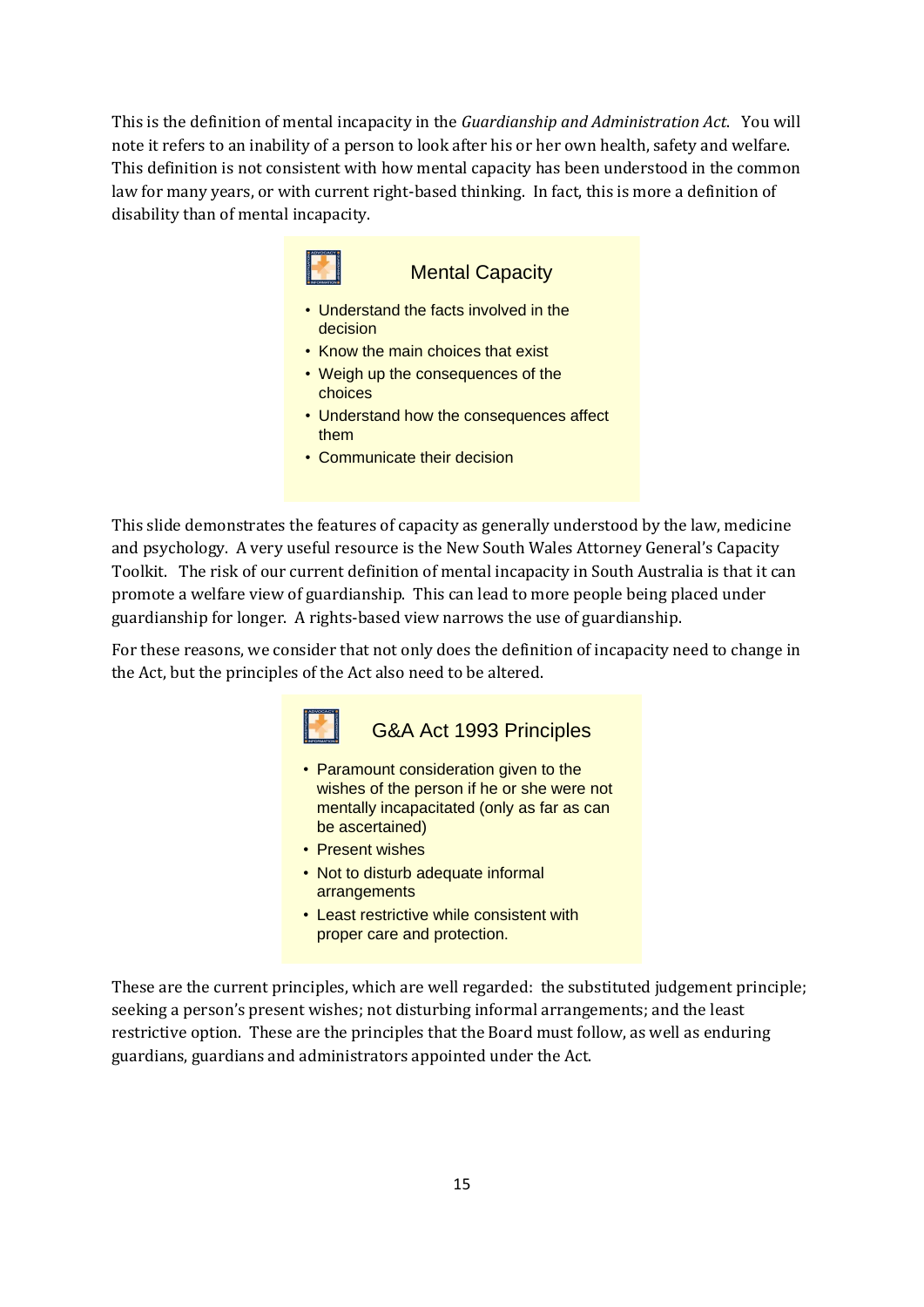This is the definition of mental incapacity in the *Guardianship and Administration Act*. You will note it refers to an inability of a person to look after his or her own health, safety and welfare. This definition is not consistent with how mental capacity has been understood in the common law for many years, or with current right-based thinking. In fact, this is more a definition of disability than of mental incapacity.

### Mental Capacity

- Understand the facts involved in the decision
- Know the main choices that exist
- Weigh up the consequences of the choices
- Understand how the consequences affect them
- Communicate their decision

This slide demonstrates the features of capacity as generally understood by the law, medicine and psychology. A very useful resource is the New South Wales Attorney General's Capacity Toolkit. The risk of our current definition of mental incapacity in South Australia is that it can promote a welfare view of guardianship. This can lead to more people being placed under guardianship for longer. A rights-based view narrows the use of guardianship.

For these reasons, we consider that not only does the definition of incapacity need to change in the Act, but the principles of the Act also need to be altered.

### G&A Act 1993 Principles

- Paramount consideration given to the wishes of the person if he or she were not mentally incapacitated (only as far as can be ascertained)
- Present wishes
- Not to disturb adequate informal arrangements
- Least restrictive while consistent with proper care and protection.

These are the current principles, which are well regarded: the substituted judgement principle; seeking a person's present wishes; not disturbing informal arrangements; and the least restrictive option. These are the principles that the Board must follow, as well as enduring guardians, guardians and administrators appointed under the Act.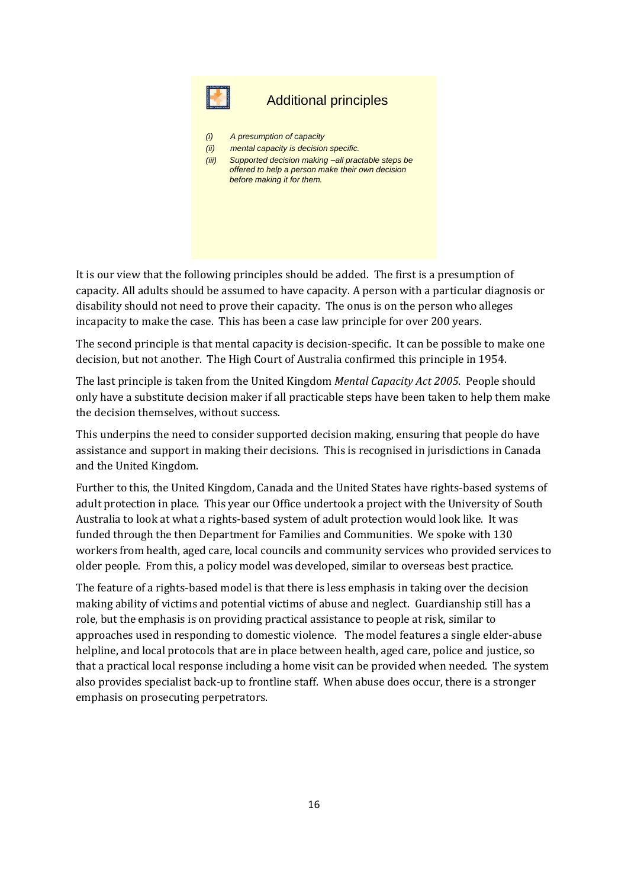## Additional principles

*(i) A presumption of capacity*

*(ii) mental capacity is decision specific.*

*(iii) Supported decision making –all practable steps be offered to help a person make their own decision before making it for them.*

It is our view that the following principles should be added. The first is a presumption of capacity. All adults should be assumed to have capacity. A person with a particular diagnosis or disability should not need to prove their capacity. The onus is on the person who alleges incapacity to make the case. This has been a case law principle for over 200 years.

The second principle is that mental capacity is decision-specific. It can be possible to make one decision, but not another. The High Court of Australia confirmed this principle in 1954.

The last principle is taken from the United Kingdom *Mental Capacity Act 2005*. People should only have a substitute decision maker if all practicable steps have been taken to help them make the decision themselves, without success.

This underpins the need to consider supported decision making, ensuring that people do have assistance and support in making their decisions. This is recognised in jurisdictions in Canada and the United Kingdom.

Further to this, the United Kingdom, Canada and the United States have rights-based systems of adult protection in place. This year our Office undertook a project with the University of South Australia to look at what a rights-based system of adult protection would look like. It was funded through the then Department for Families and Communities. We spoke with 130 workers from health, aged care, local councils and community services who provided services to older people. From this, a policy model was developed, similar to overseas best practice.

The feature of a rights-based model is that there is less emphasis in taking over the decision making ability of victims and potential victims of abuse and neglect. Guardianship still has a role, but the emphasis is on providing practical assistance to people at risk, similar to approaches used in responding to domestic violence. The model features a single elder-abuse helpline, and local protocols that are in place between health, aged care, police and justice, so that a practical local response including a home visit can be provided when needed. The system also provides specialist back-up to frontline staff. When abuse does occur, there is a stronger emphasis on prosecuting perpetrators.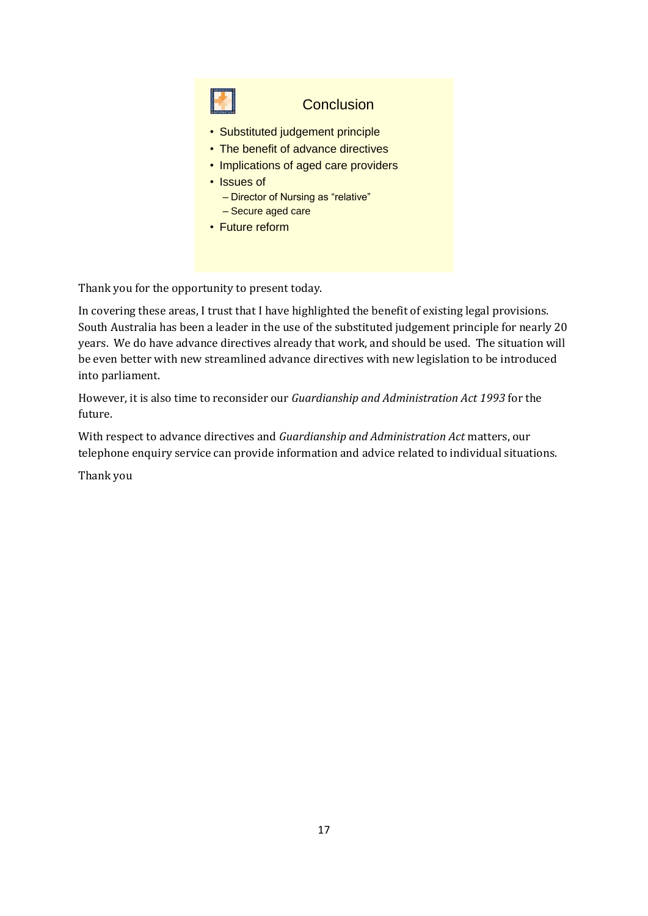## Conclusion

- Substituted judgement principle
- The benefit of advance directives
- Implications of aged care providers
- Issues of
  - Director of Nursing as "relative"
  - Secure aged care
- Future reform

Thank you for the opportunity to present today.

In covering these areas, I trust that I have highlighted the benefit of existing legal provisions. South Australia has been a leader in the use of the substituted judgement principle for nearly 20 years. We do have advance directives already that work, and should be used. The situation will be even better with new streamlined advance directives with new legislation to be introduced into parliament.

However, it is also time to reconsider our *Guardianship and Administration Act 1993* for the future.

With respect to advance directives and *Guardianship and Administration Act* matters, our telephone enquiry service can provide information and advice related to individual situations.

Thank you